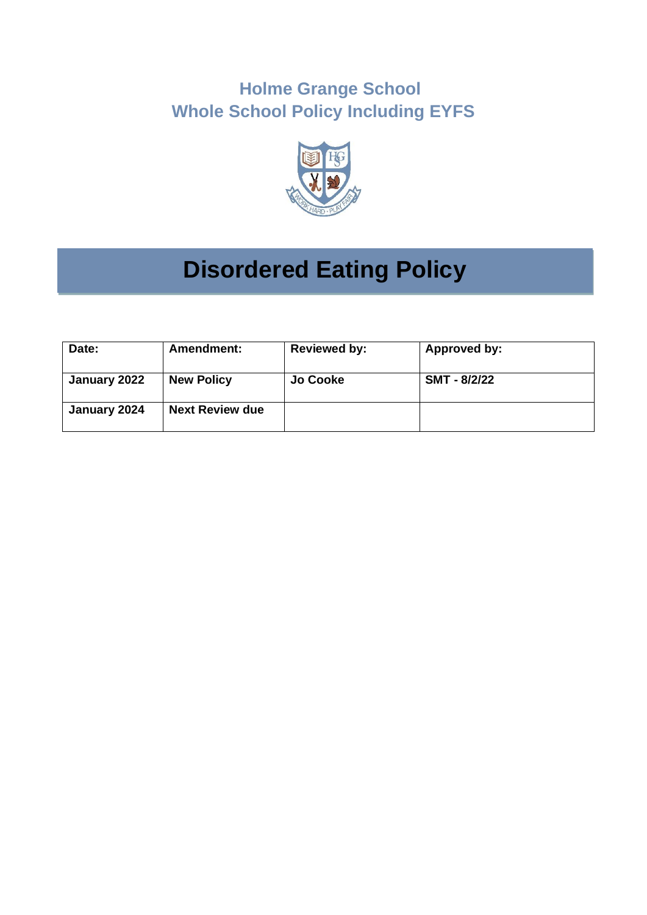# Holme Grange School
## Whole School Policy Including EYFS

# Disordered Eating Policy

| Date: | Amendment: | Reviewed by: | Approved by: |
|---|---|---|---|
| **January 2022** | **New Policy** | **Jo Cooke** | **SMT - 8/2/22** |
| **January 2024** | **Next Review due** | | |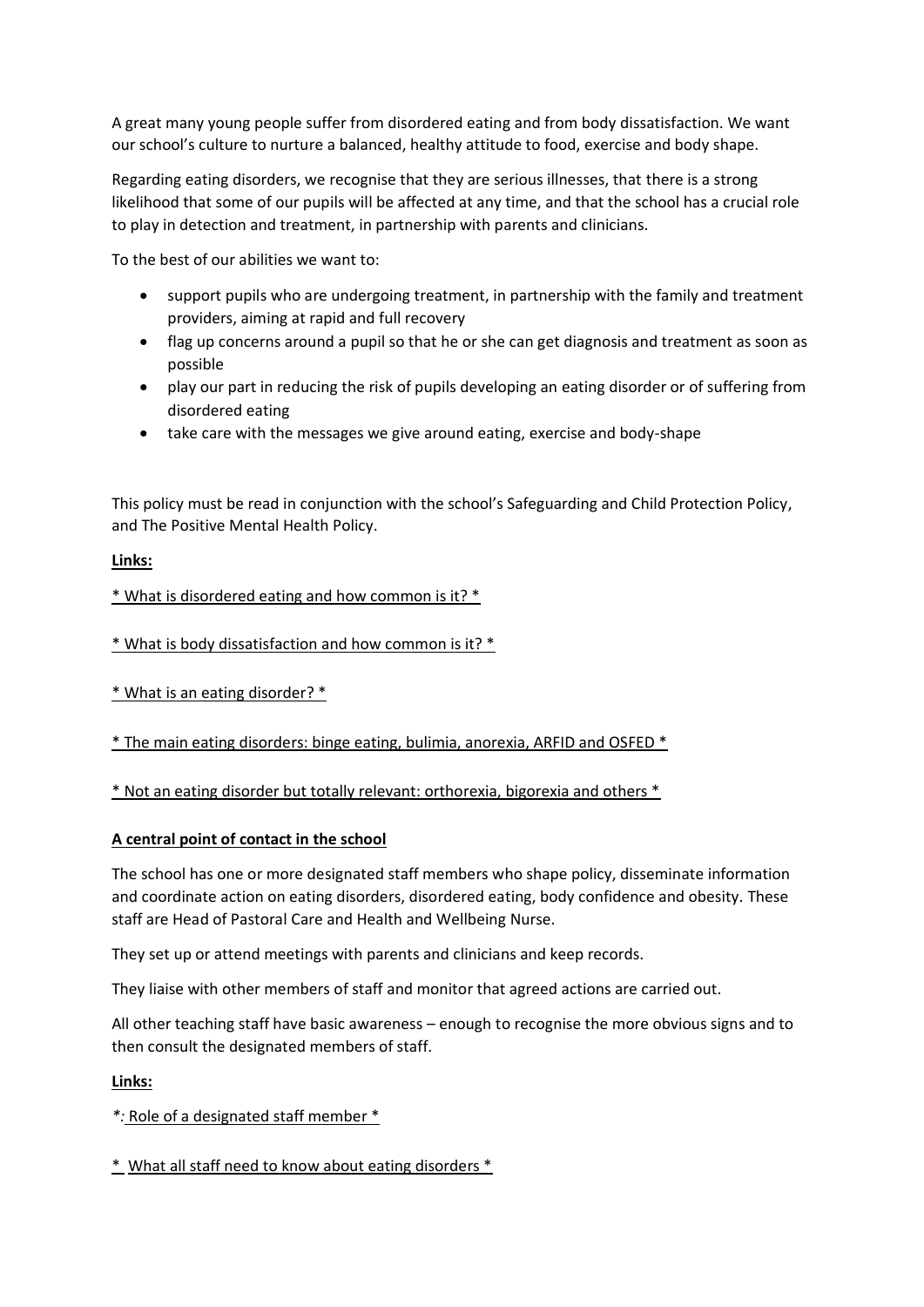A great many young people suffer from disordered eating and from body dissatisfaction. We want our school's culture to nurture a balanced, healthy attitude to food, exercise and body shape.

Regarding eating disorders, we recognise that they are serious illnesses, that there is a strong likelihood that some of our pupils will be affected at any time, and that the school has a crucial role to play in detection and treatment, in partnership with parents and clinicians.

To the best of our abilities we want to:

- support pupils who are undergoing treatment, in partnership with the family and treatment providers, aiming at rapid and full recovery
- flag up concerns around a pupil so that he or she can get diagnosis and treatment as soon as possible
- play our part in reducing the risk of pupils developing an eating disorder or of suffering from disordered eating
- take care with the messages we give around eating, exercise and body-shape

This policy must be read in conjunction with the school's Safeguarding and Child Protection Policy, and The Positive Mental Health Policy.

**Links:**

* What is disordered eating and how common is it? *

* What is body dissatisfaction and how common is it? *

* What is an eating disorder? *

* The main eating disorders: binge eating, bulimia, anorexia, ARFID and OSFED *

* Not an eating disorder but totally relevant: orthorexia, bigorexia and others *

**A central point of contact in the school**

The school has one or more designated staff members who shape policy, disseminate information and coordinate action on eating disorders, disordered eating, body confidence and obesity. These staff are Head of Pastoral Care and Health and Wellbeing Nurse.

They set up or attend meetings with parents and clinicians and keep records.

They liaise with other members of staff and monitor that agreed actions are carried out.

All other teaching staff have basic awareness – enough to recognise the more obvious signs and to then consult the designated members of staff.

**Links:**

*: Role of a designated staff member *

* What all staff need to know about eating disorders *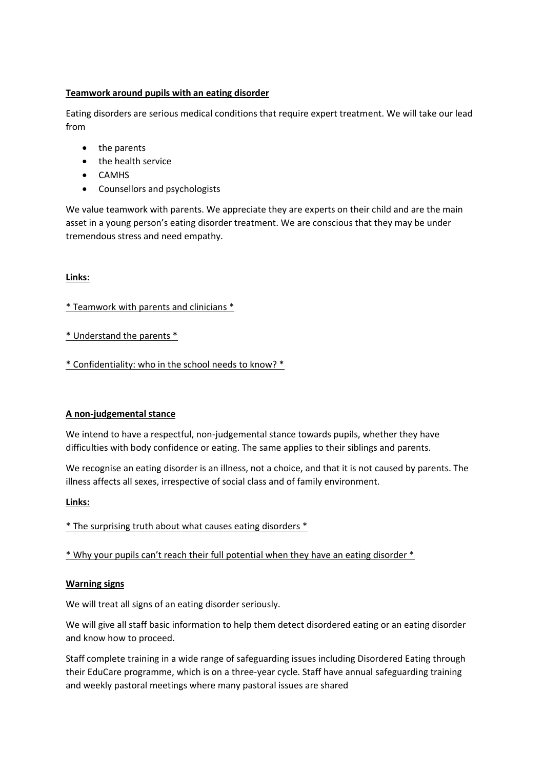**Teamwork around pupils with an eating disorder**

Eating disorders are serious medical conditions that require expert treatment. We will take our lead from

- the parents
- the health service
- CAMHS
- Counsellors and psychologists

We value teamwork with parents. We appreciate they are experts on their child and are the main asset in a young person's eating disorder treatment. We are conscious that they may be under tremendous stress and need empathy.

**Links:**

* Teamwork with parents and clinicians *

* Understand the parents *

* Confidentiality: who in the school needs to know? *

**A non-judgemental stance**

We intend to have a respectful, non-judgemental stance towards pupils, whether they have difficulties with body confidence or eating. The same applies to their siblings and parents.

We recognise an eating disorder is an illness, not a choice, and that it is not caused by parents. The illness affects all sexes, irrespective of social class and of family environment.

**Links:**

* The surprising truth about what causes eating disorders *

* Why your pupils can't reach their full potential when they have an eating disorder *

**Warning signs**

We will treat all signs of an eating disorder seriously.

We will give all staff basic information to help them detect disordered eating or an eating disorder and know how to proceed.

Staff complete training in a wide range of safeguarding issues including Disordered Eating through their EduCare programme, which is on a three-year cycle. Staff have annual safeguarding training and weekly pastoral meetings where many pastoral issues are shared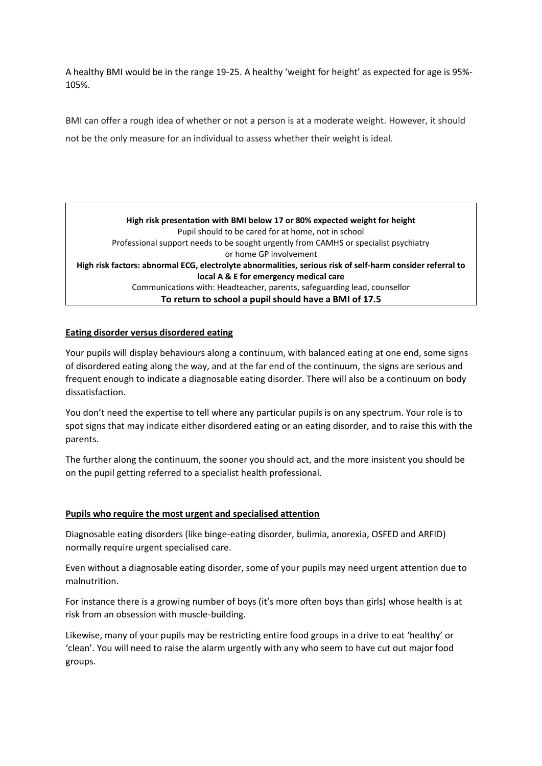A healthy BMI would be in the range 19-25. A healthy 'weight for height' as expected for age is 95%-105%.

BMI can offer a rough idea of whether or not a person is at a moderate weight. However, it should not be the only measure for an individual to assess whether their weight is ideal.

| **High risk presentation with BMI below 17 or 80% expected weight for height**<br>Pupil should to be cared for at home, not in school<br>Professional support needs to be sought urgently from CAMHS or specialist psychiatry or home GP involvement<br>**High risk factors: abnormal ECG, electrolyte abnormalities, serious risk of self-harm consider referral to local A & E for emergency medical care**<br>Communications with: Headteacher, parents, safeguarding lead, counsellor<br>**To return to school a pupil should have a BMI of 17.5** |
|---|

**Eating disorder versus disordered eating**

Your pupils will display behaviours along a continuum, with balanced eating at one end, some signs of disordered eating along the way, and at the far end of the continuum, the signs are serious and frequent enough to indicate a diagnosable eating disorder. There will also be a continuum on body dissatisfaction.

You don't need the expertise to tell where any particular pupils is on any spectrum. Your role is to spot signs that may indicate either disordered eating or an eating disorder, and to raise this with the parents.

The further along the continuum, the sooner you should act, and the more insistent you should be on the pupil getting referred to a specialist health professional.

**Pupils who require the most urgent and specialised attention**

Diagnosable eating disorders (like binge-eating disorder, bulimia, anorexia, OSFED and ARFID) normally require urgent specialised care.

Even without a diagnosable eating disorder, some of your pupils may need urgent attention due to malnutrition.

For instance there is a growing number of boys (it's more often boys than girls) whose health is at risk from an obsession with muscle-building.

Likewise, many of your pupils may be restricting entire food groups in a drive to eat 'healthy' or 'clean'. You will need to raise the alarm urgently with any who seem to have cut out major food groups.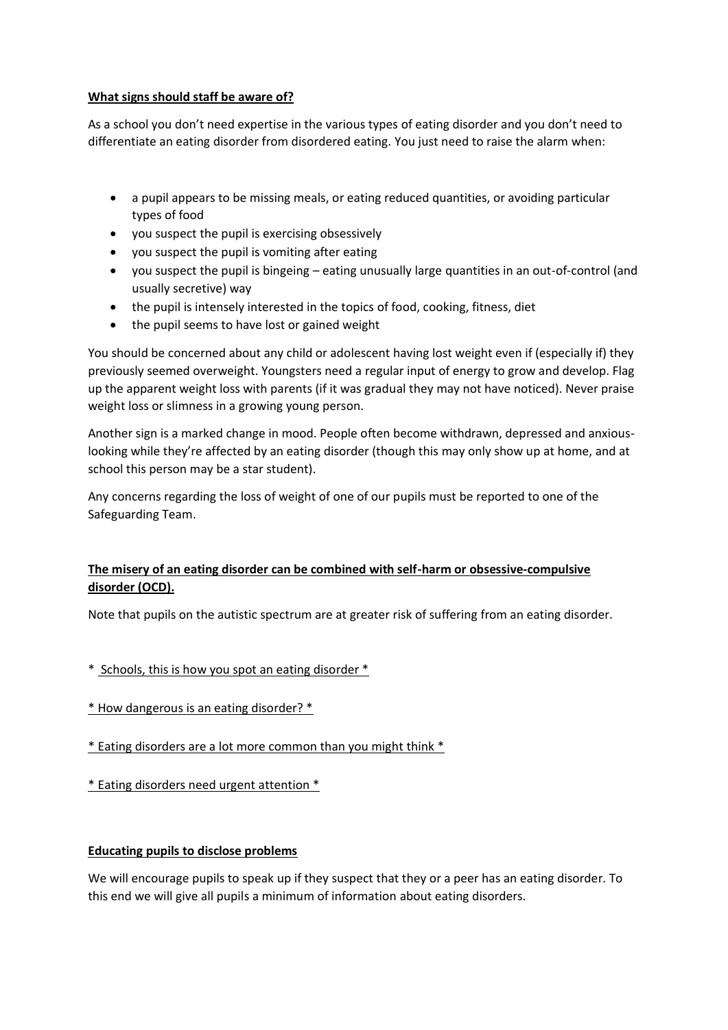**What signs should staff be aware of?**

As a school you don't need expertise in the various types of eating disorder and you don't need to differentiate an eating disorder from disordered eating. You just need to raise the alarm when:

- a pupil appears to be missing meals, or eating reduced quantities, or avoiding particular types of food
- you suspect the pupil is exercising obsessively
- you suspect the pupil is vomiting after eating
- you suspect the pupil is bingeing – eating unusually large quantities in an out-of-control (and usually secretive) way
- the pupil is intensely interested in the topics of food, cooking, fitness, diet
- the pupil seems to have lost or gained weight

You should be concerned about any child or adolescent having lost weight even if (especially if) they previously seemed overweight. Youngsters need a regular input of energy to grow and develop. Flag up the apparent weight loss with parents (if it was gradual they may not have noticed). Never praise weight loss or slimness in a growing young person.

Another sign is a marked change in mood. People often become withdrawn, depressed and anxious-looking while they're affected by an eating disorder (though this may only show up at home, and at school this person may be a star student).

Any concerns regarding the loss of weight of one of our pupils must be reported to one of the Safeguarding Team.

**The misery of an eating disorder can be combined with self-harm or obsessive-compulsive disorder (OCD).**

Note that pupils on the autistic spectrum are at greater risk of suffering from an eating disorder.

* Schools, this is how you spot an eating disorder *

* How dangerous is an eating disorder? *

* Eating disorders are a lot more common than you might think *

* Eating disorders need urgent attention *

**Educating pupils to disclose problems**

We will encourage pupils to speak up if they suspect that they or a peer has an eating disorder. To this end we will give all pupils a minimum of information about eating disorders.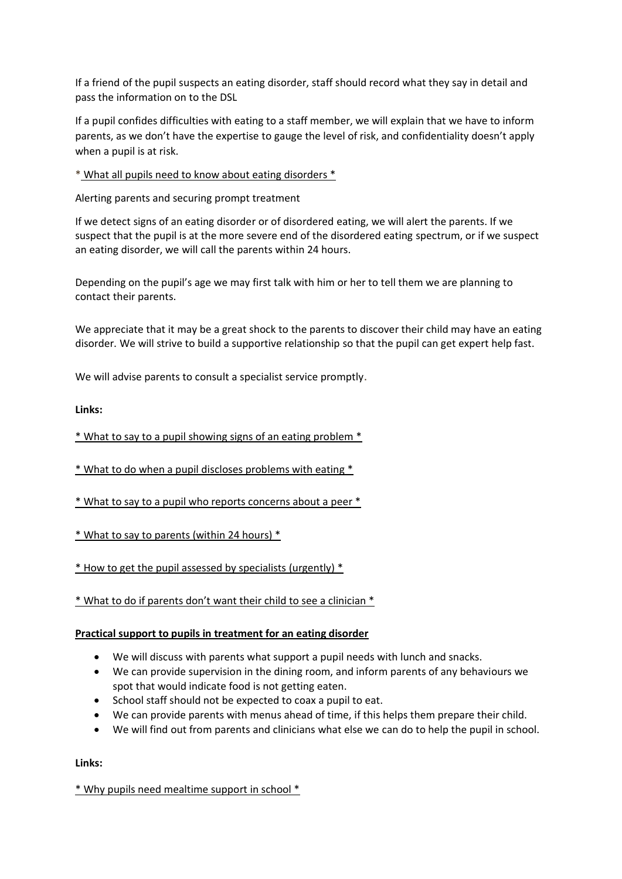If a friend of the pupil suspects an eating disorder, staff should record what they say in detail and pass the information on to the DSL

If a pupil confides difficulties with eating to a staff member, we will explain that we have to inform parents, as we don't have the expertise to gauge the level of risk, and confidentiality doesn't apply when a pupil is at risk.

* What all pupils need to know about eating disorders *

Alerting parents and securing prompt treatment

If we detect signs of an eating disorder or of disordered eating, we will alert the parents. If we suspect that the pupil is at the more severe end of the disordered eating spectrum, or if we suspect an eating disorder, we will call the parents within 24 hours.

Depending on the pupil's age we may first talk with him or her to tell them we are planning to contact their parents.

We appreciate that it may be a great shock to the parents to discover their child may have an eating disorder. We will strive to build a supportive relationship so that the pupil can get expert help fast.

We will advise parents to consult a specialist service promptly.

**Links:**

* What to say to a pupil showing signs of an eating problem *

* What to do when a pupil discloses problems with eating *

* What to say to a pupil who reports concerns about a peer *

* What to say to parents (within 24 hours) *

* How to get the pupil assessed by specialists (urgently) *

* What to do if parents don't want their child to see a clinician *

**Practical support to pupils in treatment for an eating disorder**

- We will discuss with parents what support a pupil needs with lunch and snacks.
- We can provide supervision in the dining room, and inform parents of any behaviours we spot that would indicate food is not getting eaten.
- School staff should not be expected to coax a pupil to eat.
- We can provide parents with menus ahead of time, if this helps them prepare their child.
- We will find out from parents and clinicians what else we can do to help the pupil in school.

**Links:**

* Why pupils need mealtime support in school *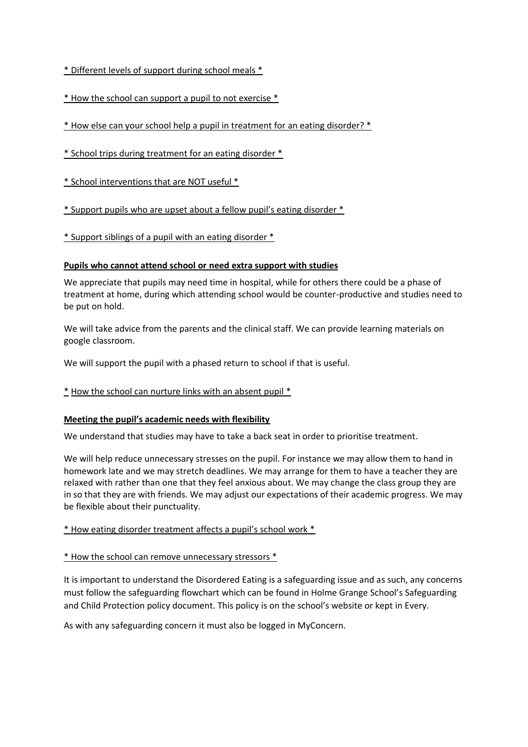* Different levels of support during school meals *

* How the school can support a pupil to not exercise *

* How else can your school help a pupil in treatment for an eating disorder? *

* School trips during treatment for an eating disorder *

* School interventions that are NOT useful *

* Support pupils who are upset about a fellow pupil's eating disorder *

* Support siblings of a pupil with an eating disorder *

**Pupils who cannot attend school or need extra support with studies**

We appreciate that pupils may need time in hospital, while for others there could be a phase of treatment at home, during which attending school would be counter-productive and studies need to be put on hold.

We will take advice from the parents and the clinical staff. We can provide learning materials on google classroom.

We will support the pupil with a phased return to school if that is useful.

* How the school can nurture links with an absent pupil *

**Meeting the pupil's academic needs with flexibility**

We understand that studies may have to take a back seat in order to prioritise treatment.

We will help reduce unnecessary stresses on the pupil. For instance we may allow them to hand in homework late and we may stretch deadlines. We may arrange for them to have a teacher they are relaxed with rather than one that they feel anxious about. We may change the class group they are in so that they are with friends. We may adjust our expectations of their academic progress. We may be flexible about their punctuality.

* How eating disorder treatment affects a pupil's school work *

* How the school can remove unnecessary stressors *

It is important to understand the Disordered Eating is a safeguarding issue and as such, any concerns must follow the safeguarding flowchart which can be found in Holme Grange School's Safeguarding and Child Protection policy document. This policy is on the school's website or kept in Every.

As with any safeguarding concern it must also be logged in MyConcern.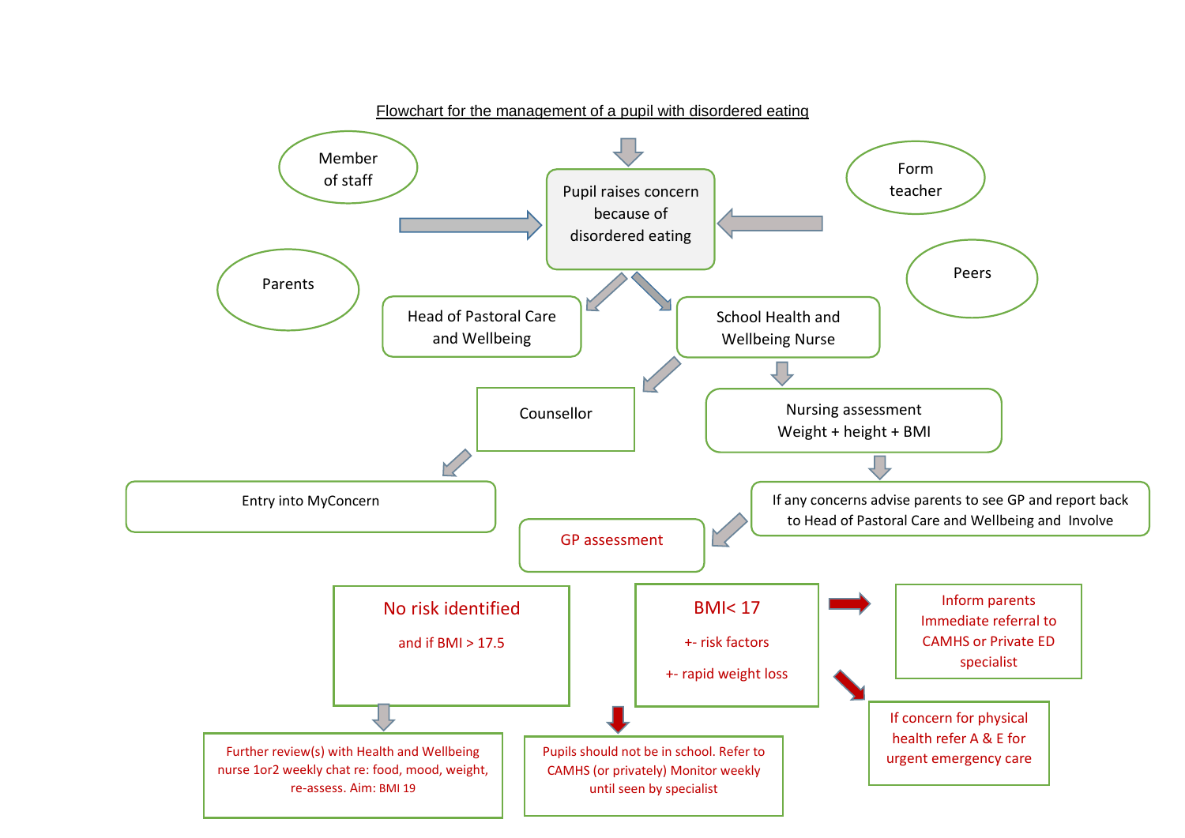Flowchart for the management of a pupil with disordered eating

Member of staff

Form teacher

Parents

Peers

Pupil raises concern because of disordered eating

Head of Pastoral Care and Wellbeing

School Health and Wellbeing Nurse

Counsellor

Nursing assessment
Weight + height + BMI

Entry into MyConcern

If any concerns advise parents to see GP and report back to Head of Pastoral Care and Wellbeing and Involve

GP assessment

No risk identified

and if BMI > 17.5

BMI< 17

+- risk factors

+- rapid weight loss

Inform parents
Immediate referral to CAMHS or Private ED specialist

If concern for physical health refer A & E for urgent emergency care

Further review(s) with Health and Wellbeing nurse 1or2 weekly chat re: food, mood, weight, re-assess. Aim: BMI 19

Pupils should not be in school. Refer to CAMHS (or privately) Monitor weekly until seen by specialist